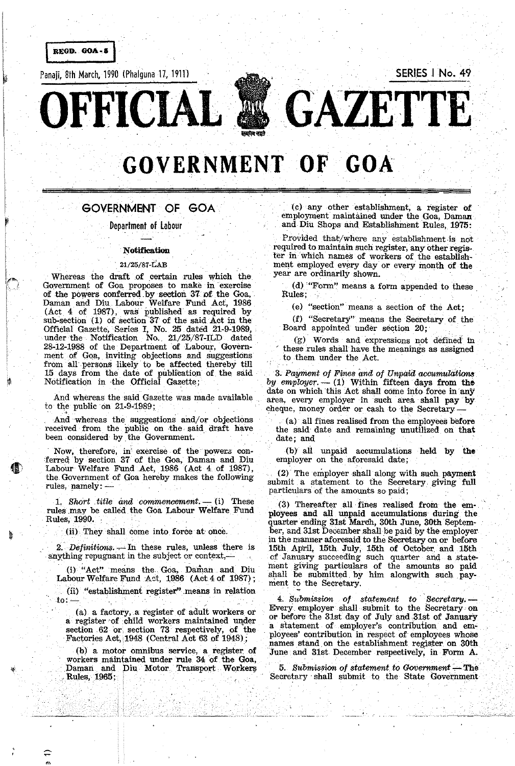REGD. GOA-5

Panaji, 8th March, 1990 (Phalguna 17, 1911)

SERIES I No. 49

# OFFICIAL GAZETTE

# GOVERNMENT OF GOA

## GOVERNMENT OF GOA

### Department of Labour

—

**Notification**

21/25/87-LAB

Whereas the draft of certain rules which the Government of Goa proposes to make in exercise of the powers conferred by section 37 of the Goa, Daman and Diu Labour Welfare Fund Act, 1986 (Act 4 of 1987), was published as required by sub-section (1) of section 37 of the said Act in the Official Gazette, Series I, No. 25 dated 21-9-1989, under the Notification No. 21/25/87-ILD dated 28-12-1988 of the Department of Labour, Government of Goa, inviting objections and suggestions from all persons likely to be affected thereby till 15 days from the date of publication of the said Notification in the Official Gazette;

And whereas the said Gazette was made available to the public on 21-9-1989;

And whereas the suggestions and/or objections received from the public on the said draft have been considered by the Government.

Now, therefore, in exercise of the powers conferred by section 37 of the Goa, Daman and Diu Labour Welfare Fund Act, 1986 (Act 4 of 1987), the Government of Goa hereby makes the following rules, namely: —

1. *Short title and commencement.* — (i) These rules may be called the Goa Labour Welfare Fund Rules, 1990.

(ii) They shall come into force at once.

2. *Definitions.* — In these rules, unless there is anything repugnant in the subject or context,—

(i) "Act" means the Goa, Daman and Diu Labour Welfare Fund Act, 1986 (Act 4 of 1987);

(ii) "establishment register" means in relation to: —

(a) a factory, a register of adult workers or a register of child workers maintained under section 62 or section 73 respectively, of the Factories Act, 1948 (Central Act 63 of 1948);

(b) a motor omnibus service, a register of workers maintained under rule 34 of the Goa, Daman and Diu Motor Transport Workers Rules, 1965;

(c) any other establishment, a register of employment maintained under the Goa, Daman and Diu Shops and Establishment Rules, 1975:

Provided that/where any establishment is not required to maintain such register, any other register in which names of workers of the establishment employed every day or every month of the year are ordinarily shown.

(d) "Form" means a form appended to these Rules;

(e) "section" means a section of the Act;

(f) "Secretary" means the Secretary of the Board appointed under section 20;

(g) Words and expressions not defined in these rules shall have the meanings as assigned to them under the Act.

3. *Payment of Fines and of Unpaid accumulations by employer.* — (1) Within fifteen days from the date on which this Act shall come into force in any area, every employer in such area shall pay by cheque, money order or cash to the Secretary —

(a) all fines realised from the employees before the said date and remaining unutilized on that date; and

(b) all unpaid accumulations held by the employer on the aforesaid date;

(2) The employer shall along with such payment submit a statement to the Secretary giving full particulars of the amounts so paid;

(3) Thereafter all fines realised from the employees and all unpaid accumulations during the quarter ending 31st March, 30th June, 30th September, and 31st December shall be paid by the employer in the manner aforesaid to the Secretary on or before 15th April, 15th July, 15th of October and 15th of January succeeding such quarter and a statement giving particulars of the amounts so paid shall be submitted by him alongwith such payment to the Secretary.

4. *Submission of statement to Secretary.* — Every employer shall submit to the Secretary on or before the 31st day of July and 31st of January a statement of employer's contribution and employees' contribution in respect of employees whose names stand on the establishment register on 30th June and 31st December respectively, in Form A.

5. *Submission of statement to Government.* — The Secretary shall submit to the State Government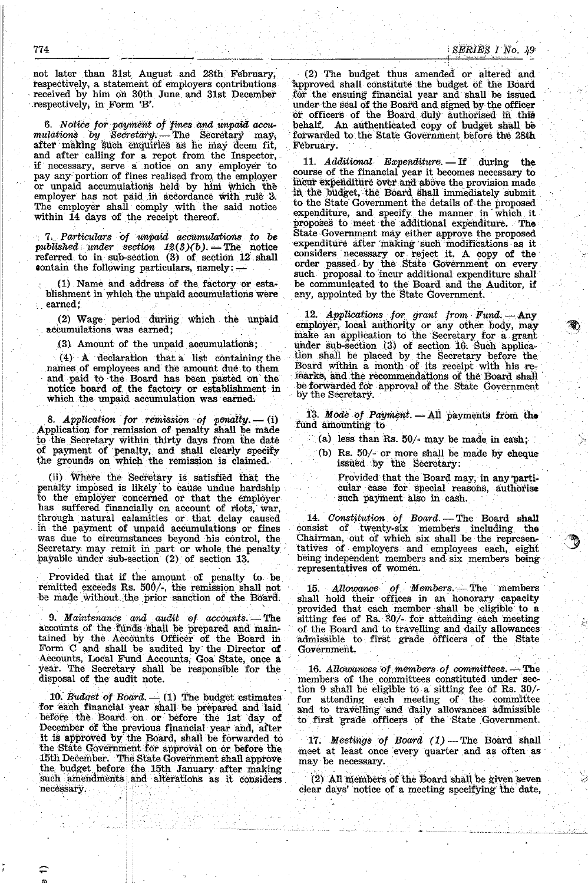not later than 31st August and 28th February, respectively, a statement of employers contributions received by him on 30th June and 31st December respectively, in Form 'B'.

6. *Notice for payment of fines and unpaid accumulations by Secretary.* — The Secretary may, after making such enquiries as he may deem fit, and after calling for a repot from the Inspector, if necessary, serve a notice on any employer to pay any portion of fines realised from the employer or unpaid accumulations held by him which the employer has not paid in accordance with rule 3. The employer shall comply with the said notice within 14 days of the receipt thereof.

7. *Particulars of unpaid accumulations to be published under section 12(3)(b).* — The notice referred to in sub-section (3) of section 12 shall contain the following particulars, namely: —

(1) Name and address of the factory or establishment in which the unpaid accumulations were earned;

(2) Wage period during which the unpaid accumulations was earned;

(3) Amount of the unpaid accumulations;

(4) A declaration that a list containing the names of employees and the amount due to them and paid to the Board has been pasted on the notice board of the factory or establishment in which the unpaid accumulation was earned.

8. *Application for remission of penalty.* — (i) Application for remission of penalty shall be made to the Secretary within thirty days from the date of payment of penalty, and shall clearly specify the grounds on which the remission is claimed.

(ii) Where the Secretary is satisfied that the penalty imposed is likely to cause undue hardship to the employer concerned or that the employer has suffered financially on account of riots, war, through natural calamities or that delay caused in the payment of unpaid accumulations or fines was due to circumstances beyond his control, the Secretary may remit in part or whole the penalty payable under sub-section (2) of section 13.

Provided that if the amount of penalty to be remitted exceeds Rs. 500/-, the remission shall not be made without the prior sanction of the Board.

9. *Maintenance and audit of accounts.* — The accounts of the funds shall be prepared and maintained by the Accounts Officer of the Board in Form C and shall be audited by the Director of Accounts, Local Fund Accounts, Goa State, once a year. The Secretary shall be responsible for the disposal of the audit note.

10. *Budget of Board.* — (1) The budget estimates for each financial year shall be prepared and laid before the Board on or before the 1st day of December of the previous financial year and, after it is approved by the Board, shall be forwarded to the State Government for approval on or before the 15th December. The State Government shall approve the budget before the 15th January after making such amendments and alterations as it considers necessary.

(2) The budget thus amended or altered and approved shall constitute the budget of the Board for the ensuing financial year and shall be issued under the seal of the Board and signed by the officer or officers of the Board duly authorised in this behalf. An authenticated copy of budget shall be forwarded to the State Government before the 28th February.

11. *Additional Expenditure.* — If during the course of the financial year it becomes necessary to incur expenditure over and above the provision made in the budget, the Board shall immediately submit to the State Government the details of the proposed expenditure, and specify the manner in which it proposes to meet the additional expenditure. The State Government may either approve the proposed expenditure after making such modifications as it considers necessary or reject it. A copy of the order passed by the State Government on every such proposal to incur additional expenditure shall be communicated to the Board and the Auditor, if any, appointed by the State Government.

12. *Applications for grant from Fund.* — Any employer, local authority or any other body, may make an application to the Secretary for a grant under sub-section (3) of section 16. Such application shall be placed by the Secretary before the Board within a month of its receipt with his remarks, and the recommendations of the Board shall be forwarded for approval of the State Government by the Secretary.

13. *Mode of Payment.* — All payments from the fund amounting to

(a) less than Rs. 50/- may be made in cash;

(b) Rs. 50/- or more shall be made by cheque issued by the Secretary:

Provided that the Board may, in any particular case for special reasons, authorise such payment also in cash.

14. *Constitution of Board.* — The Board shall consist of twenty-six members including the Chairman, out of which six shall be the representatives of employers and employees each, eight being independent members and six members being representatives of women.

15. *Allowance of Members.* — The members shall hold their offices in an honorary capacity provided that each member shall be eligible to a sitting fee of Rs. 30/- for attending each meeting of the Board and to travelling and daily allowances admissible to first grade officers of the State Government.

16. *Allowances of members of committees.* — The members of the committees constituted under section 9 shall be eligible to a sitting fee of Rs. 30/- for attending each meeting of the committee and to travelling and daily allowances admissible to first grade officers of the State Government.

17. *Meetings of Board (1)* — The Board shall meet at least once every quarter and as often as may be necessary.

(2) All members of the Board shall be given seven clear days' notice of a meeting specifying the date,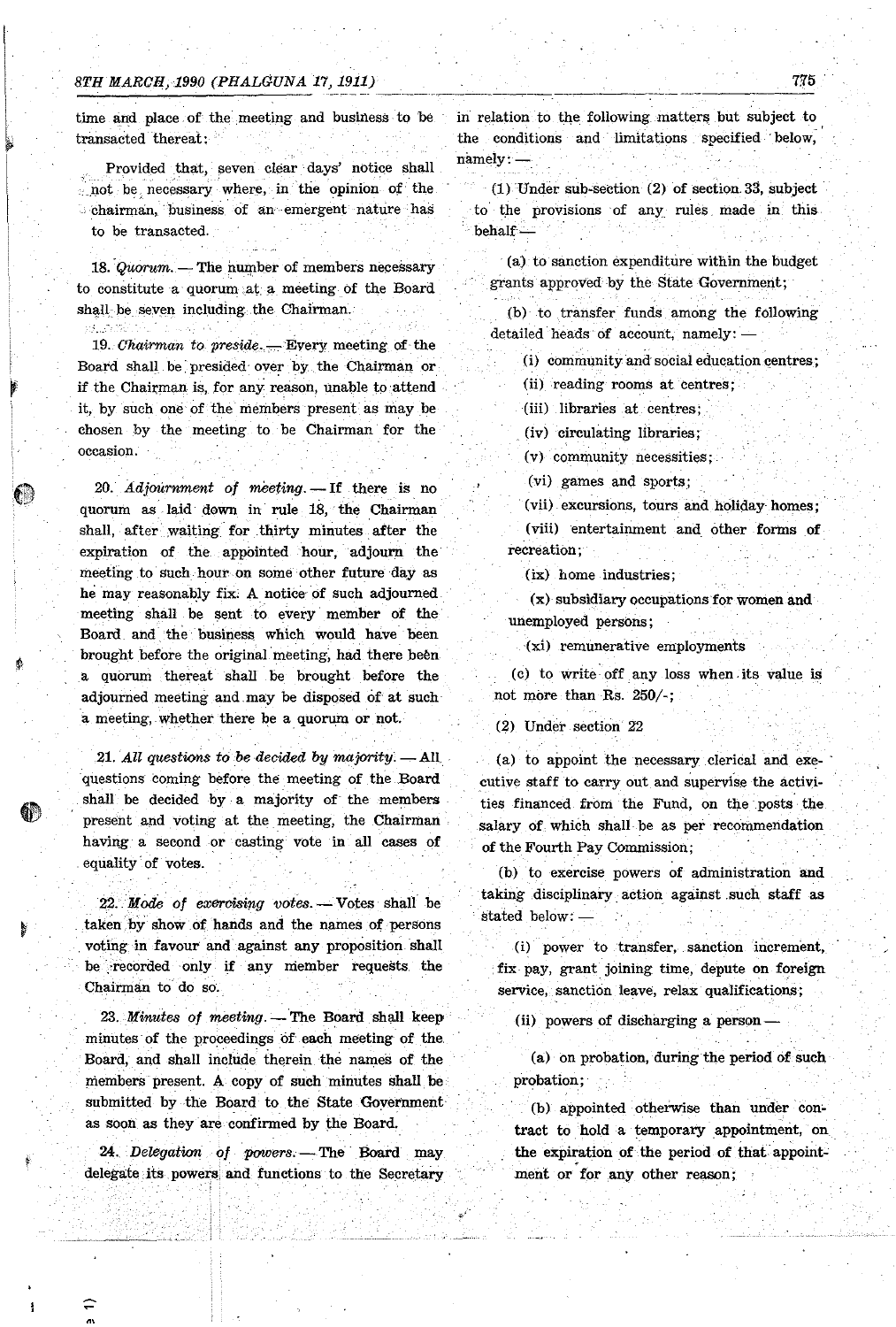time and place of the meeting and business to be transacted thereat:

Provided that, seven clear days' notice shall not be necessary where, in the opinion of the chairman, business of an emergent nature has to be transacted.

18. *Quorum.* — The number of members necessary to constitute a quorum at a meeting of the Board shall be seven including the Chairman.

19. *Chairman to preside.* — Every meeting of the Board shall be presided over by the Chairman or if the Chairman is, for any reason, unable to attend it, by such one of the members present as may be chosen by the meeting to be Chairman for the occasion.

20. *Adjournment of meeting.* — If there is no quorum as laid down in rule 18, the Chairman shall, after waiting for thirty minutes after the expiration of the appointed hour, adjourn the meeting to such hour on some other future day as he may reasonably fix. A notice of such adjourned meeting shall be sent to every member of the Board and the business which would have been brought before the original meeting, had there been a quorum thereat shall be brought before the adjourned meeting and may be disposed of at such a meeting, whether there be a quorum or not.

21. *All questions to be decided by majority.* — All questions coming before the meeting of the Board shall be decided by a majority of the members present and voting at the meeting, the Chairman having a second or casting vote in all cases of equality of votes.

22. *Mode of exercising votes.* — Votes shall be taken by show of hands and the names of persons voting in favour and against any proposition shall be recorded only if any member requests the Chairman to do so.

23. *Minutes of meeting.* — The Board shall keep minutes of the proceedings of each meeting of the Board, and shall include therein the names of the members present. A copy of such minutes shall be submitted by the Board to the State Government as soon as they are confirmed by the Board.

24. *Delegation of powers.* — The Board may delegate its powers and functions to the Secretary in relation to the following matters but subject to the conditions and limitations specified below, namely: —

(1) Under sub-section (2) of section 33, subject to the provisions of any rules made in this behalf —

(a) to sanction expenditure within the budget grants approved by the State Government;

(b) to transfer funds among the following detailed heads of account, namely: —

(i) community and social education centres;

(ii) reading rooms at centres;

(iii) libraries at centres;

(iv) circulating libraries;

(v) community necessities;

(vi) games and sports;

(vii) excursions, tours and holiday homes;

(viii) entertainment and other forms of recreation;

(ix) home industries;

(x) subsidiary occupations for women and unemployed persons;

(xi) remunerative employments

(c) to write off any loss when its value is not more than Rs. 250/-;

(2) Under section 22

(a) to appoint the necessary clerical and executive staff to carry out and supervise the activities financed from the Fund, on the posts the salary of which shall be as per recommendation of the Fourth Pay Commission;

(b) to exercise powers of administration and taking disciplinary action against such staff as stated below: —

(i) power to transfer, sanction increment, fix pay, grant joining time, depute on foreign service, sanction leave, relax qualifications;

(ii) powers of discharging a person —

(a) on probation, during the period of such probation;

(b) appointed otherwise than under contract to hold a temporary appointment, on the expiration of the period of that appointment or for any other reason;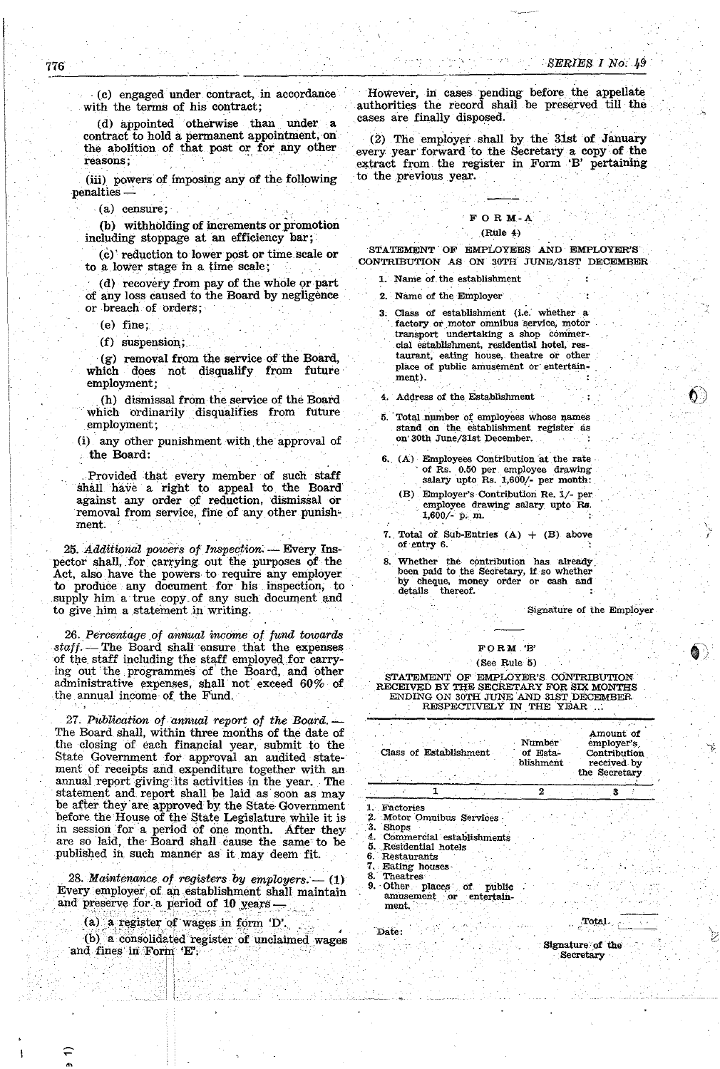(c) engaged under contract, in accordance with the terms of his contract;

(d) appointed otherwise than under a contract to hold a permanent appointment, on the abolition of that post or for any other reasons;

(iii) powers of imposing any of the following penalties —

(a) censure;

(b) withholding of increments or promotion including stoppage at an efficiency bar;

(c) reduction to lower post or time scale or to a lower stage in a time scale;

(d) recovery from pay of the whole or part of any loss caused to the Board by negligence or breach of orders;

(e) fine;

(f) suspension;

(g) removal from the service of the Board, which does not disqualify from future employment;

(h) dismissal from the service of the Board which ordinarily disqualifies from future employment;

(i) any other punishment with the approval of the Board:

Provided that every member of such staff shall have a right to appeal to the Board against any order of reduction, dismissal or removal from service, fine of any other punishment.

25. *Additional powers of Inspection.* — Every Inspector shall, for carrying out the purposes of the Act, also have the powers to require any employer to produce any document for his inspection, to supply him a true copy of any such document and to give him a statement in writing.

26. *Percentage of annual income of fund towards staff.* — The Board shall ensure that the expenses of the staff including the staff employed for carrying out the programmes of the Board, and other administrative expenses, shall not exceed 60% of the annual income of the Fund.

27. *Publication of annual report of the Board.* — The Board shall, within three months of the date of the closing of each financial year, submit to the State Government for approval an audited statement of receipts and expenditure together with an annual report giving its activities in the year. The statement and report shall be laid as soon as may be after they are approved by the State Government before the House of the State Legislature while it is in session for a period of one month. After they are so laid, the Board shall cause the same to be published in such manner as it may deem fit.

28. *Maintenance of registers by employers.* — (1) Every employer of an establishment shall maintain and preserve for a period of 10 years —

(a) a register of wages in form 'D'.

(b) a consolidated register of unclaimed wages and fines in Form 'E'.

However, in cases pending before the appellate authorities the record shall be preserved till the cases are finally disposed.

(2) The employer shall by the 31st of January every year forward to the Secretary a copy of the extract from the register in Form 'B' pertaining to the previous year.

## FORM-A

(Rule 4)

STATEMENT OF EMPLOYEES AND EMPLOYER'S CONTRIBUTION AS ON 30TH JUNE/31ST DECEMBER

1. Name of the establishment :
2. Name of the Employer :
3. Class of establishment (i.e. whether a factory or motor omnibus service, motor transport undertaking a shop commercial establishment, residential hotel, restaurant, eating house, theatre or other place of public amusement or entertainment). :
4. Address of the Establishment :
5. Total number of employees whose names stand on the establishment register as on 30th June/31st December. :
6. (A) Employees Contribution at the rate of Rs. 0.50 per employee drawing salary upto Rs. 1,600/- per month:

   (B) Employer's Contribution Re. 1/- per employee drawing salary upto Rs. 1,600/- p. m. :
7. Total of Sub-Entries (A) + (B) above of entry 6. :
8. Whether the contribution has already been paid to the Secretary, if so whether by cheque, money order or cash and details thereof. :

Signature of the Employer

## FORM 'B'

(See Rule 5)

STATEMENT OF EMPLOYER'S CONTRIBUTION RECEIVED BY THE SECRETARY FOR SIX MONTHS ENDING ON 30TH JUNE AND 31ST DECEMBER RESPECTIVELY IN THE YEAR ...

| Class of Establishment | Number of Establishment | Amount of employer's Contribution received by the Secretary |
|---|---|---|
| 1 | 2 | 3 |
| 1. Factories | | |
| 2. Motor Omnibus Services | | |
| 3. Shops | | |
| 4. Commercial establishments | | |
| 5. Residential hotels | | |
| 6. Restaurants | | |
| 7. Eating houses | | |
| 8. Theatres | | |
| 9. Other places of public amusement or entertainment. | | |
| | Total | |

Date:

Signature of the Secretary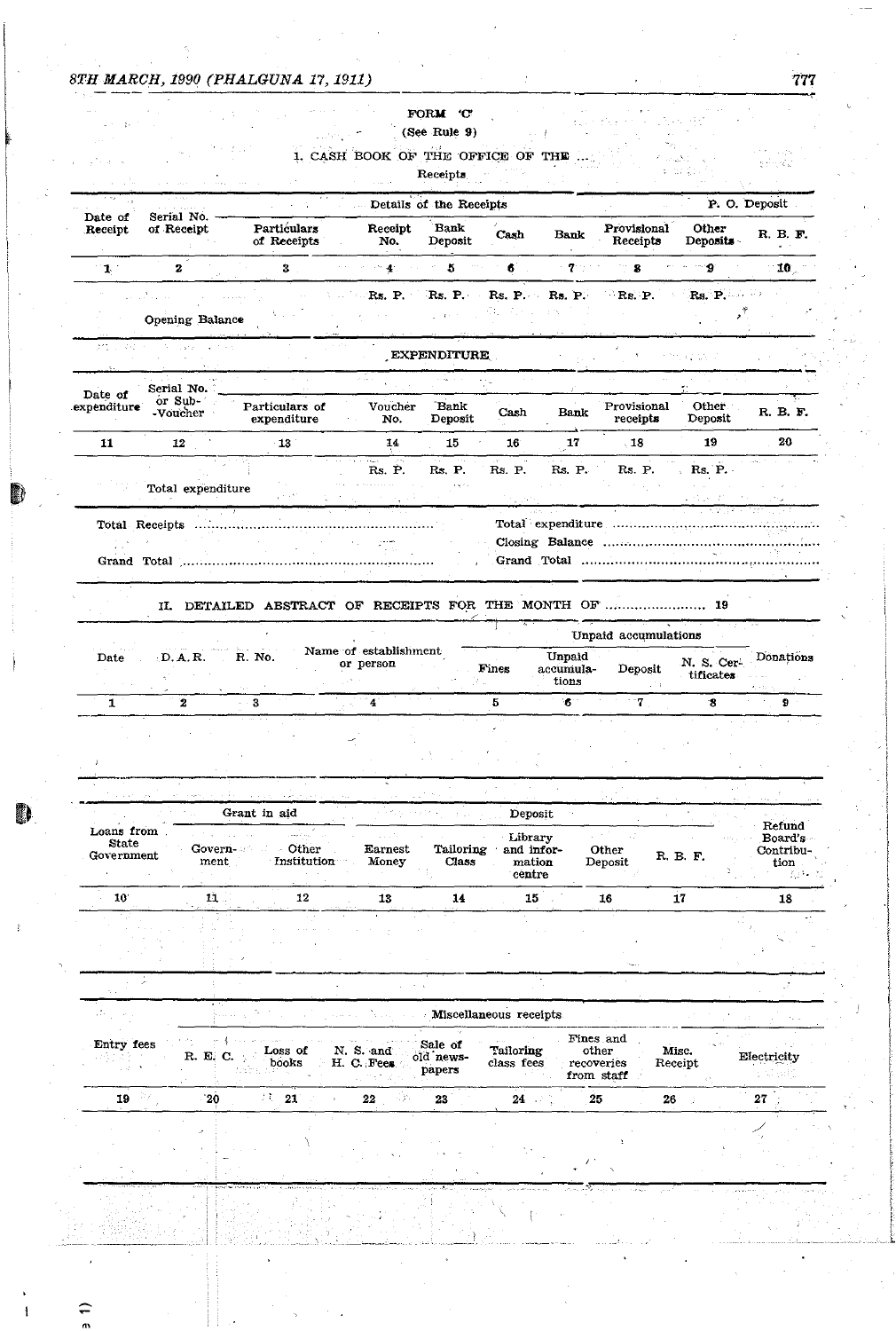FORM 'C'

(See Rule 9)

I. CASH BOOK OF THE OFFICE OF THE ...

Receipts

| Date of Receipt | Serial No. of Receipt | Details of the Receipts | | | | | | P. O. Deposit | |
|---|---|---|---|---|---|---|---|---|---|
| | | Particulars of Receipts | Receipt No. | Bank Deposit | Cash | Bank | Provisional Receipts | Other Deposits | R. B. F. |
| 1 | 2 | 3 | 4 | 5 | 6 | 7 | 8 | 9 | 10 |
| | | | Rs. P. | Rs. P. | Rs. P. | Rs. P. | Rs. P. | Rs. P. | |
| | Opening Balance | | | | | | | | |

EXPENDITURE

| Date of expenditure | Serial No. or Sub-Voucher | Particulars of expenditure | Voucher No. | Bank Deposit | Cash | Bank | Provisional receipts | Other Deposit | R. B. F. |
|---|---|---|---|---|---|---|---|---|---|
| 11 | 12 | 13 | 14 | 15 | 16 | 17 | 18 | 19 | 20 |
| | | | Rs. P. | Rs. P. | Rs. P. | Rs. P. | Rs. P. | Rs. P. | |
| | Total expenditure | | | | | | | | |

Total Receipts ..........................................................

Grand Total ..........................................................

Total expenditure ..........................................................

Closing Balance ..........................................................

Grand Total ..........................................................

II. DETAILED ABSTRACT OF RECEIPTS FOR THE MONTH OF .......................... 19

| Date | D. A. R. | R. No. | Name of establishment or person | Unpaid accumulations | | | | Donations |
|---|---|---|---|---|---|---|---|---|
| | | | | Fines | Unpaid accumulations | Deposit | N. S. Certificates | |
| 1 | 2 | 3 | 4 | 5 | 6 | 7 | 8 | 9 |

| Loans from State Government | Grant in aid | | Deposit | | | | | Refund Board's Contribution |
|---|---|---|---|---|---|---|---|---|
| | Government | Other Institution | Earnest Money | Tailoring Class | Library and information centre | Other Deposit | R. B. F. | |
| 10 | 11 | 12 | 13 | 14 | 15 | 16 | 17 | 18 |

| Entry fees | Miscellaneous receipts | | | | | | | |
|---|---|---|---|---|---|---|---|---|
| | R. E. C. | Loss of books | N. S. and H. C. Fees | Sale of old news-papers | Tailoring class fees | Fines and other recoveries from staff | Misc. Receipt | Electricity |
| 19 | 20 | 21 | 22 | 23 | 24 | 25 | 26 | 27 |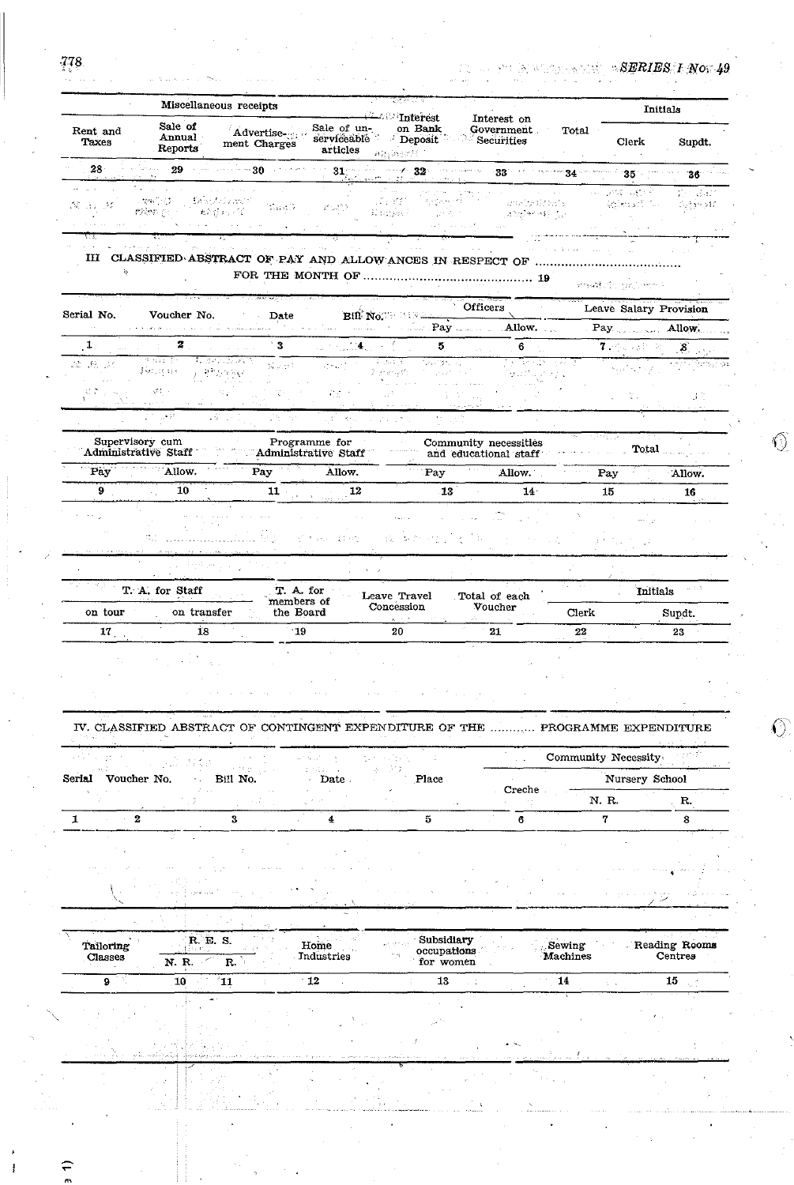| Miscellaneous receipts | | | | | | | Initials | |
|---|---|---|---|---|---|---|---|---|
| Rent and Taxes | Sale of Annual Reports | Advertisement Charges | Sale of unserviceable articles | Interest on Bank Deposit | Interest on Government Securities | Total | Clerk | Supdt. |
| 28 | 29 | 30 | 31 | 32 | 33 | 34 | 35 | 36 |

III CLASSIFIED ABSTRACT OF PAY AND ALLOWANCES IN RESPECT OF ....................................
FOR THE MONTH OF .......................................... 19

| Serial No. | Voucher No. | Date | Bill No. | Officers | | Leave Salary Provision | |
|---|---|---|---|---|---|---|---|
| | | | | Pay | Allow. | Pay | Allow. |
| 1 | 2 | 3 | 4 | 5 | 6 | 7 | 8 |

| Supervisory cum Administrative Staff | | Programme for Administrative Staff | | Community necessities and educational staff | | Total | |
|---|---|---|---|---|---|---|---|
| Pay | Allow. | Pay | Allow. | Pay | Allow. | Pay | Allow. |
| 9 | 10 | 11 | 12 | 13 | 14 | 15 | 16 |

| T. A. for Staff | | T. A. for members of the Board | Leave Travel Concession | Total of each Voucher | Initials | |
|---|---|---|---|---|---|---|
| on tour | on transfer | | | | Clerk | Supdt. |
| 17 | 18 | 19 | 20 | 21 | 22 | 23 |

IV. CLASSIFIED ABSTRACT OF CONTINGENT EXPENDITURE OF THE ........... PROGRAMME EXPENDITURE

| Serial | Voucher No. | Bill No. | Date | Place | Community Necessity | | |
|---|---|---|---|---|---|---|---|
| | | | | | Creche | Nursery School | |
| | | | | | | N. R. | R. |
| 1 | 2 | 3 | 4 | 5 | 6 | 7 | 8 |

| Tailoring Classes | R. E. S. | | Home Industries | Subsidiary occupations for women | Sewing Machines | Reading Rooms Centres |
|---|---|---|---|---|---|---|
| | N. R. | R. | | | | |
| 9 | 10 | 11 | 12 | 13 | 14 | 15 |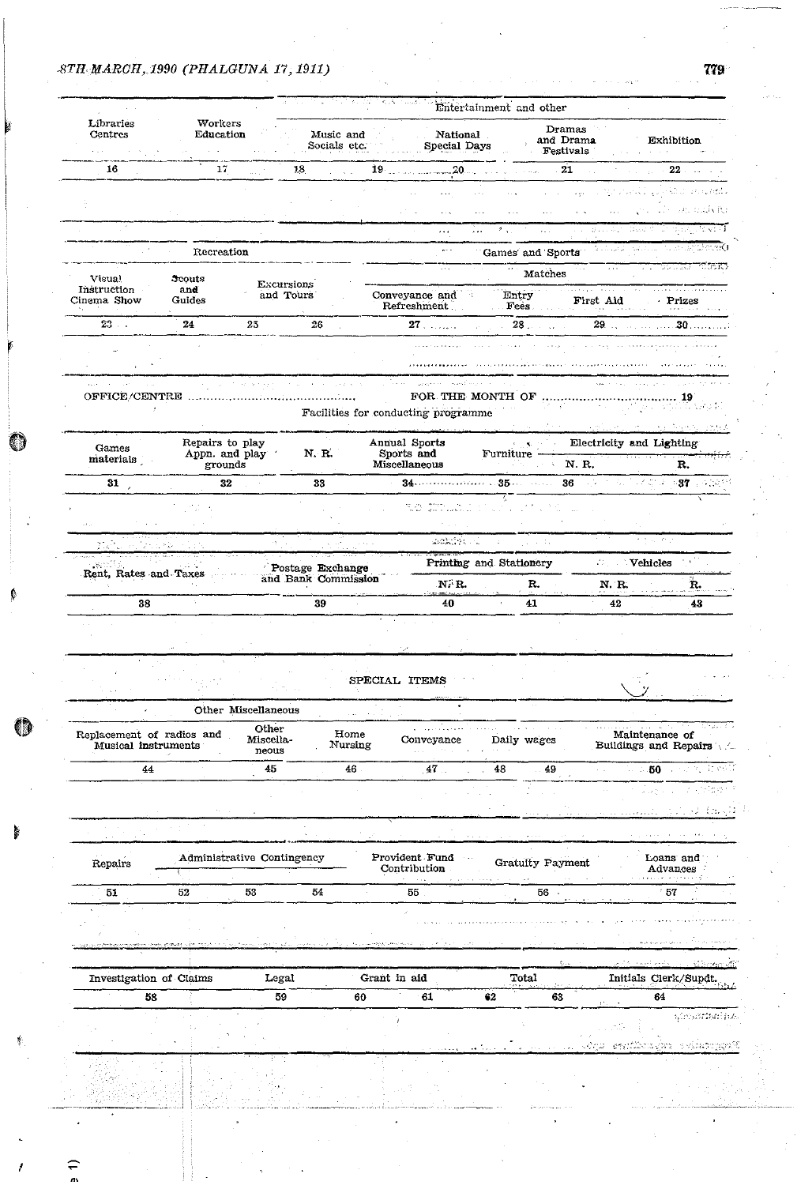| Libraries Centres | Workers Education | Entertainment and other | | | | | |
|---|---|---|---|---|---|---|---|
| | | Music and Socials etc. | | National Special Days | | Dramas and Drama Festivals | Exhibition |
| 16 | 17 | 18 | 19 | | 20 | 21 | 22 |

| Recreation | | | | Games and Sports | | | |
|---|---|---|---|---|---|---|---|
| | | | | Matches | | | |
| Visual Instruction Cinema Show | Scouts and Guides | Excursions and Tours | | Conveyance and Refreshment | Entry Fees | First Aid | Prizes |
| 23 | 24 | 25 | 26 | 27 | 28 | 29 | 30 |

OFFICE/CENTRE ........................................... FOR THE MONTH OF ................................... 19

Facilities for conducting programme

| Games materials | Repairs to play Appn. and play grounds | N. R. | Annual Sports Sports and Miscellaneous | | Furniture | Electricity and Lighting | |
|---|---|---|---|---|---|---|---|
| | | | | | | N. R. | R. |
| 31 | 32 | 33 | 34 | | 35 | 36 | 37 |

| Rent, Rates and Taxes | Postage Exchange and Bank Commission | Printing and Stationery | | Vehicles | |
|---|---|---|---|---|---|
| | | N. R. | R. | N. R. | R. |
| 38 | 39 | 40 | 41 | 42 | 43 |

SPECIAL ITEMS

| Other Miscellaneous | | | | | | |
|---|---|---|---|---|---|---|
| Replacement of radios and Musical instruments | Other Miscellaneous | Home Nursing | Conveyance | Daily wages | | Maintenance of Buildings and Repairs |
| 44 | 45 | 46 | 47 | 48 | 49 | 50 |

| Repairs | Administrative Contingency | | | Provident Fund Contribution | Gratuity Payment | Loans and Advances |
|---|---|---|---|---|---|---|
| 51 | 52 | 53 | 54 | 55 | 56 | 57 |

| Investigation of Claims | Legal | Grant in aid | | Total | | Initials Clerk/Supdt. |
|---|---|---|---|---|---|---|
| 58 | 59 | 60 | 61 | 62 | 63 | 64 |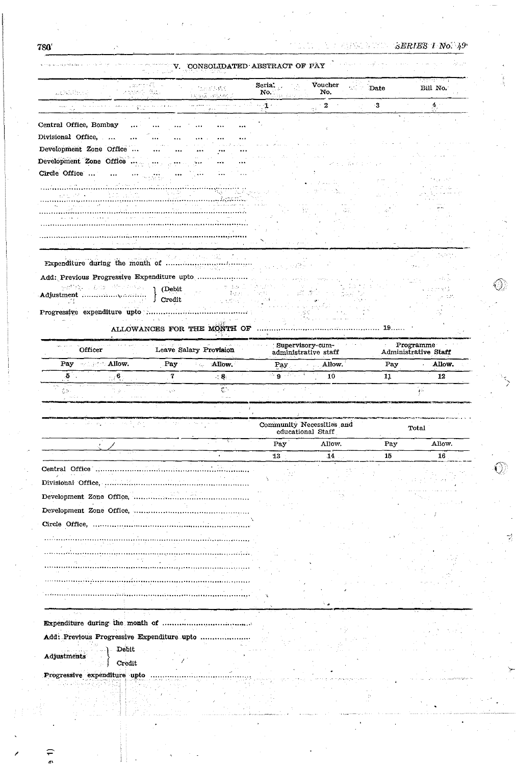## V. CONSOLIDATED ABSTRACT OF PAY

| | Serial No. | Voucher No. | Date | Bill No. |
|---|---|---|---|---|
| | 1 | 2 | 3 | 4 |
| Central Office, Bombay ... ... ... ... ... ... | | | | |
| Divisional Office, ... ... ... ... ... ... ... | | | | |
| Development Zone Office ... ... ... ... ... ... | | | | |
| Development Zone Office ... ... ... ... ... ... | | | | |
| Circle Office ... ... ... ... ... ... ... | | | | |
| .......................................................................... | | | | |
| .......................................................................... | | | | |
| .......................................................................... | | | | |
| .......................................................................... | | | | |
| .......................................................................... | | | | |

Expenditure during the month of ........................................

Add: Previous Progressive Expenditure upto ......................

Adjustment .............................. } (Debit / Credit

Progressive expenditure upto ................................................

ALLOWANCES FOR THE MONTH OF ................................................ 19......

| Officer | | Leave Salary Provision | | Supervisory-cum-administrative staff | | Programme Administrative Staff | |
|---|---|---|---|---|---|---|---|
| Pay | Allow. | Pay | Allow. | Pay | Allow. | Pay | Allow. |
| 5 | 6 | 7 | 8 | 9 | 10 | 11 | 12 |
| | | | | | | | |

| | Community Necessities and educational Staff | | Total | |
|---|---|---|---|---|
| | Pay | Allow. | Pay | Allow. |
| | 13 | 14 | 15 | 16 |
| Central Office .......................................................... | | | | |
| Divisional Office, .................................................... | | | | |
| Development Zone Office, .......................................... | | | | |
| Development Zone Office, .......................................... | | | | |
| Circle Office, ............................................................ | | | | |
| .......................................................................... | | | | |
| .......................................................................... | | | | |
| .......................................................................... | | | | |
| .......................................................................... | | | | |
| .......................................................................... | | | | |

Expenditure during the month of ........................................

Add: Previous Progressive Expenditure upto ......................

Adjustments } Debit / Credit

Progressive expenditure upto ................................................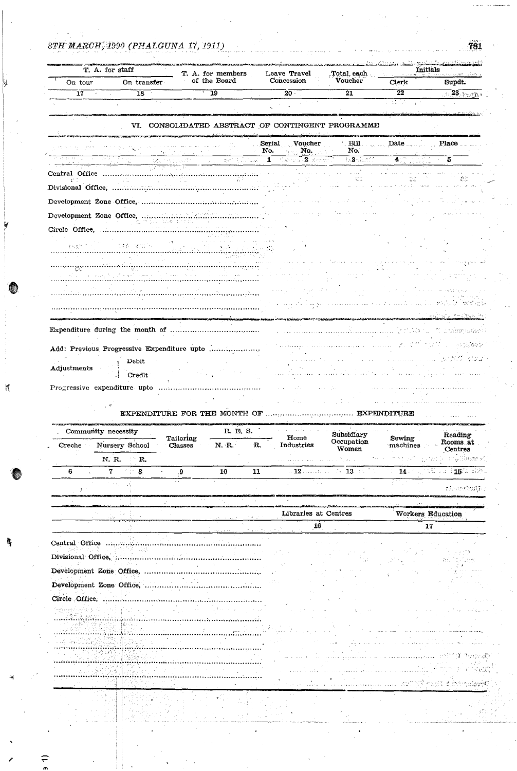| T. A. for staff | | T. A. for members of the Board | Leave Travel Concession | Total each Voucher | Initials | |
|---|---|---|---|---|---|---|
| On tour | On transfer | | | | Clerk | Supdt. |
| 17 | 18 | 19 | 20 | 21 | 22 | 23 |
| | | | | | | |

## VI. CONSOLIDATED ABSTRACT OF CONTINGENT PROGRAMME

| | Serial No. | Voucher No. | Bill No. | Date | Place |
|---|---|---|---|---|---|
| | 1 | 2 | 3 | 4 | 5 |
| Central Office ........................................ | | | | | |
| Divisional Office, ........................................ | | | | | |
| Development Zone Office, ........................................ | | | | | |
| Development Zone Office, ........................................ | | | | | |
| Circle Office, ........................................ | | | | | |
| ........................................ | | | | | |
| ........................................ | | | | | |
| ........................................ | | | | | |
| ........................................ | | | | | |
| ........................................ | | | | | |

Expenditure during the month of ........................................

Add: Previous Progressive Expenditure upto ....................

Adjustments — Debit / Credit

Progressive expenditure upto ........................................

EXPENDITURE FOR THE MONTH OF .................................... EXPENDITURE

| Community necessity | | | Tailoring Classes | R. E. S. | | Home Industries | Subsidiary Occupation Women | Sewing machines | Reading Rooms at Centres |
|---|---|---|---|---|---|---|---|---|---|
| Creche | Nursery School | | | N. R. | R. | | | | |
| | N. R. | R. | | | | | | | |
| 6 | 7 | 8 | 9 | 10 | 11 | 12 | 13 | 14 | 15 |
| | | | | | | | | | |

| | Libraries at Centres | Workers Education |
|---|---|---|
| | 16 | 17 |
| Central Office ........................................ | | |
| Divisional Office, ........................................ | | |
| Development Zone Office, ........................................ | | |
| Development Zone Office, ........................................ | | |
| Circle Office, ........................................ | | |
| ........................................ | | |
| ........................................ | | |
| ........................................ | | |
| ........................................ | | |
| ........................................ | | |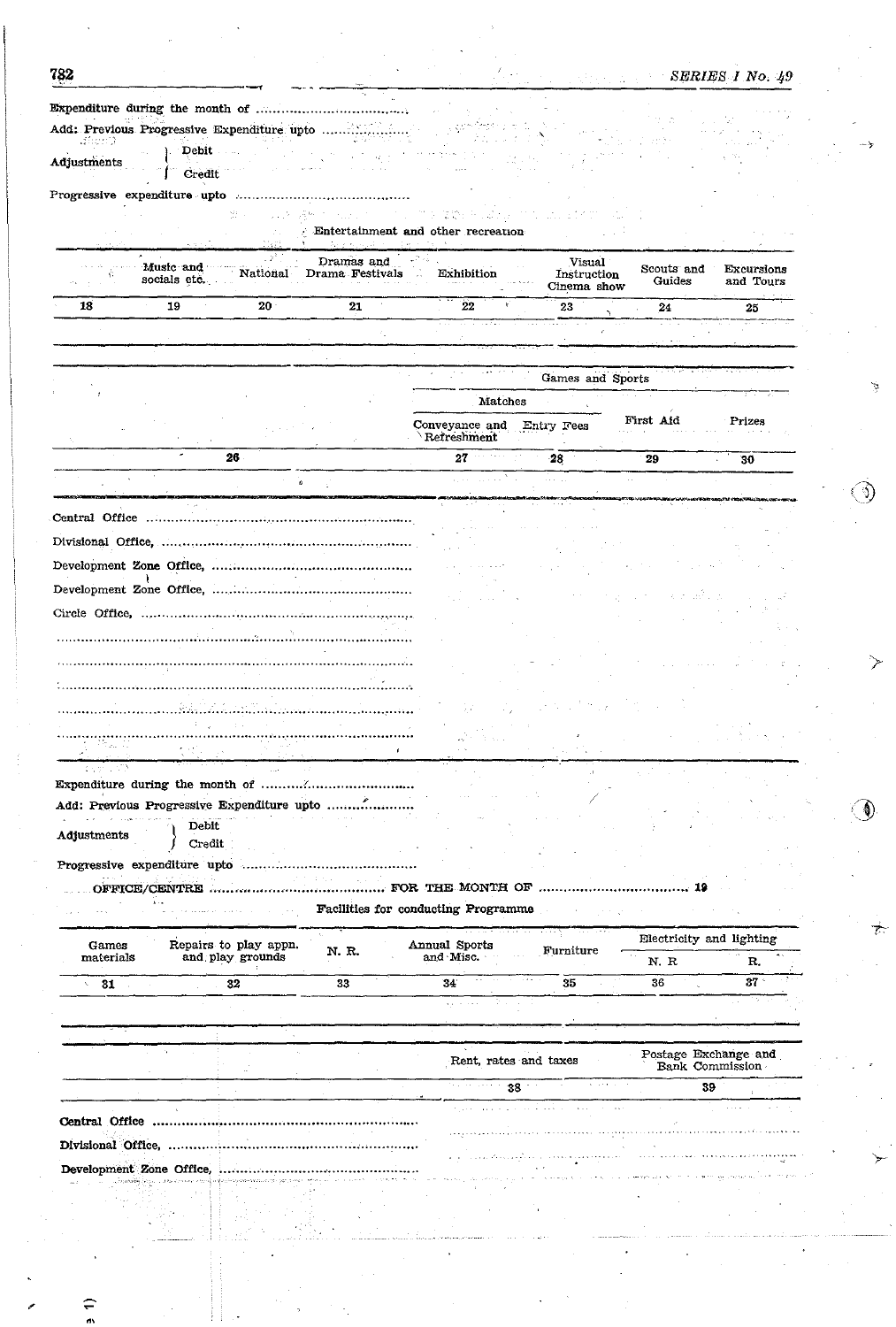Expenditure during the month of ...................................

Add: Previous Progressive Expenditure upto ...................

Adjustments } Debit / Credit

Progressive expenditure upto ...........................................

Entertainment and other recreation

| | Music and socials etc. | National | Dramas and Drama Festivals | Exhibition | Visual Instruction Cinema show | Scouts and Guides | Excursions and Tours |
|---|---|---|---|---|---|---|---|
| 18 | 19 | 20 | 21 | 22 | 23 | 24 | 25 |
| | | | | | | | |

| | Games and Sports | | | |
|---|---|---|---|---|
| | Matches | | First Aid | Prizes |
| | Conveyance and Refreshment | Entry Fees | | |
| 26 | 27 | 28 | 29 | 30 |
| | | | | |

Central Office ..............................................................

Divisional Office, ..........................................................

Development Zone Office, ..............................................

Development Zone Office, ..............................................

Circle Office, ..................................................................

.....................................................................................

.....................................................................................

.....................................................................................

.....................................................................................

.....................................................................................

Expenditure during the month of ...................................

Add: Previous Progressive Expenditure upto ...................

Adjustments } Debit / Credit

Progressive expenditure upto ...........................................

OFFICE/CENTRE ........................................ FOR THE MONTH OF .................................. 19

Facilities for conducting Programme

| Games materials | Repairs to play appn. and play grounds | N. R. | Annual Sports and Misc. | Furniture | Electricity and lighting | |
|---|---|---|---|---|---|---|
| | | | | | N. R | R. |
| 31 | 32 | 33 | 34 | 35 | 36 | 37 |
| | | | | | | |

| | Rent, rates and taxes | Postage Exchange and Bank Commission |
|---|---|---|
| | 38 | 39 |
| | | |

Central Office ..............................................................

Divisional Office, ..........................................................

Development Zone Office, ..............................................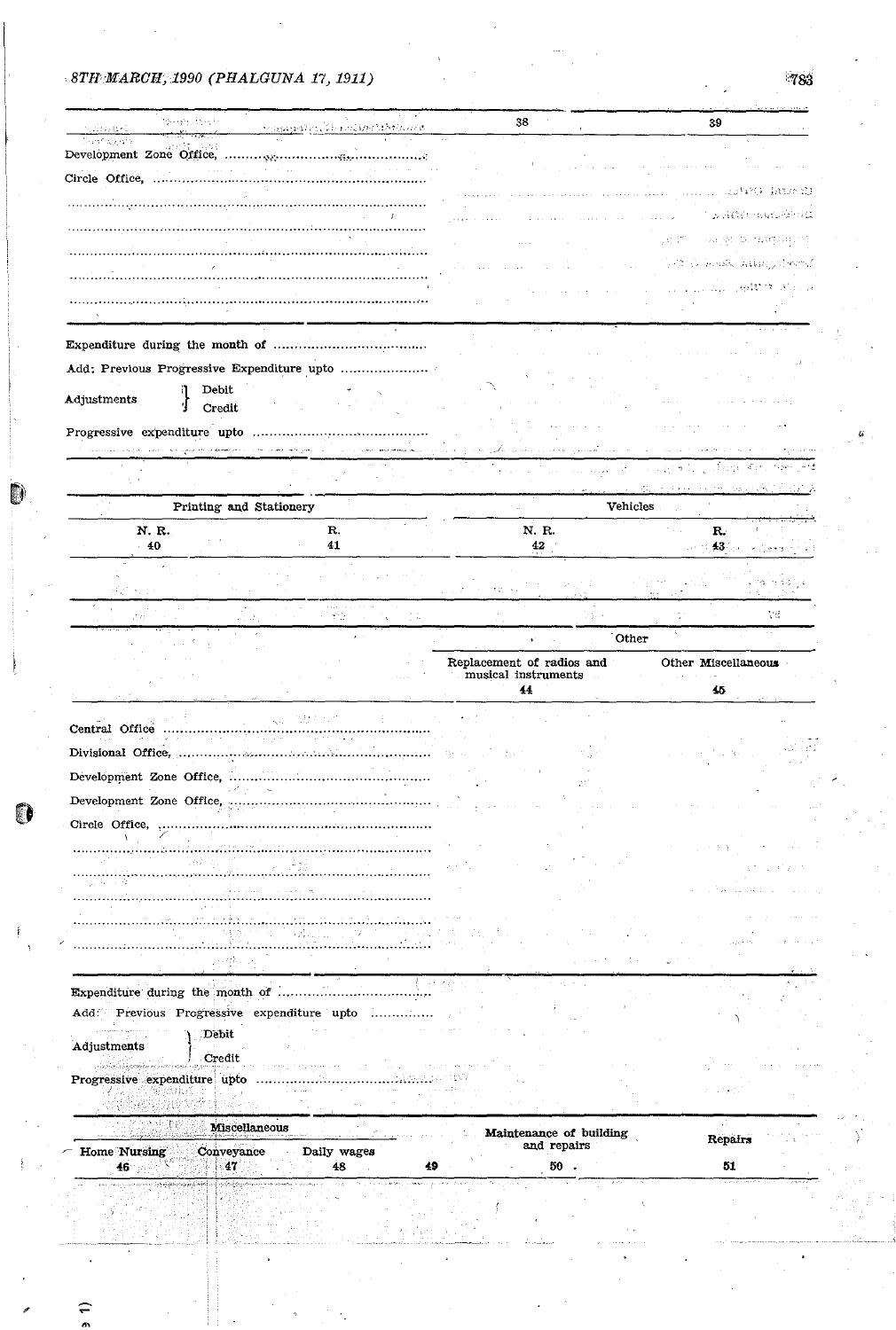| | 38 | 39 |
|---|---|---|
| Development Zone Office, ........................................ | | |
| Circle Office, ........................................ | | |
| ........................................ | | |
| ........................................ | | |
| ........................................ | | |
| ........................................ | | |
| ........................................ | | |
| Expenditure during the month of ........................................ | | |
| Add: Previous Progressive Expenditure upto ........................................ | | |
| Adjustments } Debit | | |
| Credit | | |
| Progressive expenditure upto ........................................ | | |

| Printing and Stationery | | Vehicles | |
|---|---|---|---|
| N. R. | R. | N. R. | R. |
| 40 | 41 | 42 | 43 |

| | Other | |
|---|---|---|
| | Replacement of radios and musical instruments | Other Miscellaneous |
| | 44 | 45 |
| Central Office ........................................ | | |
| Divisional Office, ........................................ | | |
| Development Zone Office, ........................................ | | |
| Development Zone Office, ........................................ | | |
| Circle Office, ........................................ | | |
| ........................................ | | |
| ........................................ | | |
| ........................................ | | |
| ........................................ | | |
| ........................................ | | |
| Expenditure during the month of ........................................ | | |
| Add: Previous Progressive expenditure upto ........................................ | | |
| Adjustments } Debit | | |
| Credit | | |
| Progressive expenditure upto ........................................ | | |

| Miscellaneous | | | | Maintenance of building and repairs | Repairs |
|---|---|---|---|---|---|
| Home Nursing | Conveyance | Daily wages | | | |
| 46 | 47 | 48 | 49 | 50 | 51 |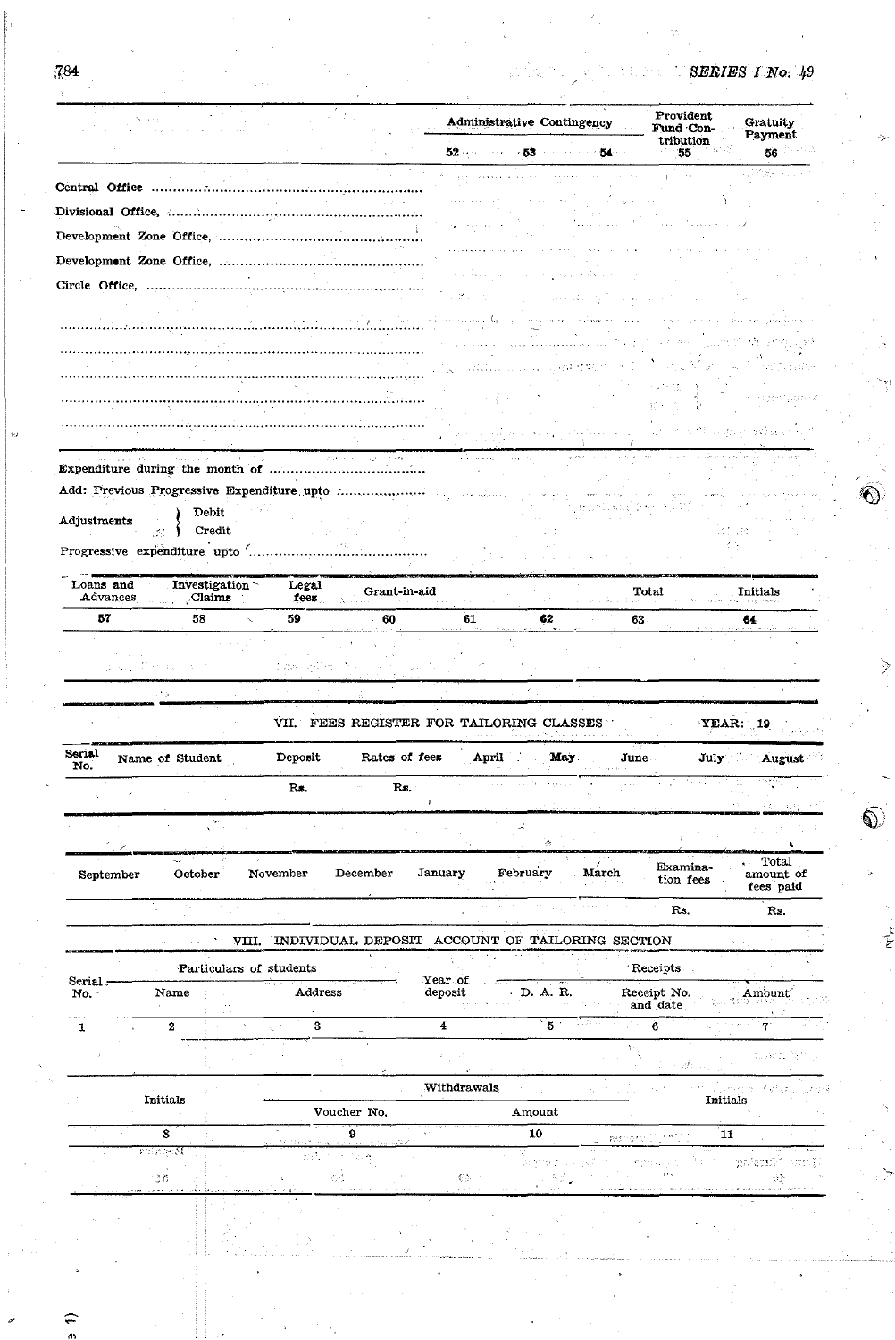| | Administrative Contingency | | | Provident Fund Contribution | Gratuity Payment |
|---|---|---|---|---|---|
| | 52 | 53 | 54 | 55 | 56 |
| Central Office .......... | | | | | |
| Divisional Office, .......... | | | | | |
| Development Zone Office, .......... | | | | | |
| Development Zone Office, .......... | | | | | |
| Circle Office, .......... | | | | | |
| .......... | | | | | |
| .......... | | | | | |
| .......... | | | | | |
| .......... | | | | | |
| .......... | | | | | |
| Expenditure during the month of .......... | | | | | |
| Add: Previous Progressive Expenditure upto .......... | | | | | |
| Adjustments — Debit | | | | | |
| Adjustments — Credit | | | | | |
| Progressive expenditure upto .......... | | | | | |

| Loans and Advances | Investigation Claims | Legal fees | Grant-in-aid | | | Total | Initials |
|---|---|---|---|---|---|---|---|
| 57 | 58 | 59 | 60 | 61 | 62 | 63 | 64 |
| | | | | | | | |

## VII. FEES REGISTER FOR TAILORING CLASSES

YEAR: 19

| Serial No. | Name of Student | Deposit | Rates of fees | April | May | June | July | August |
|---|---|---|---|---|---|---|---|---|
| | | Rs. | Rs. | | | | | |

| September | October | November | December | January | February | March | Examination fees | Total amount of fees paid |
|---|---|---|---|---|---|---|---|---|
| | | | | | | | Rs. | Rs. |

## VIII. INDIVIDUAL DEPOSIT ACCOUNT OF TAILORING SECTION

| Serial No. | Particulars of students | | Year of deposit | Receipts | | |
|---|---|---|---|---|---|---|
| | Name | Address | | D. A. R. | Receipt No. and date | Amount |
| 1 | 2 | 3 | 4 | 5 | 6 | 7 |
| | | | | | | |

| Initials | Withdrawals | | Initials |
|---|---|---|---|
| | Voucher No. | Amount | |
| 8 | 9 | 10 | 11 |
| | | | |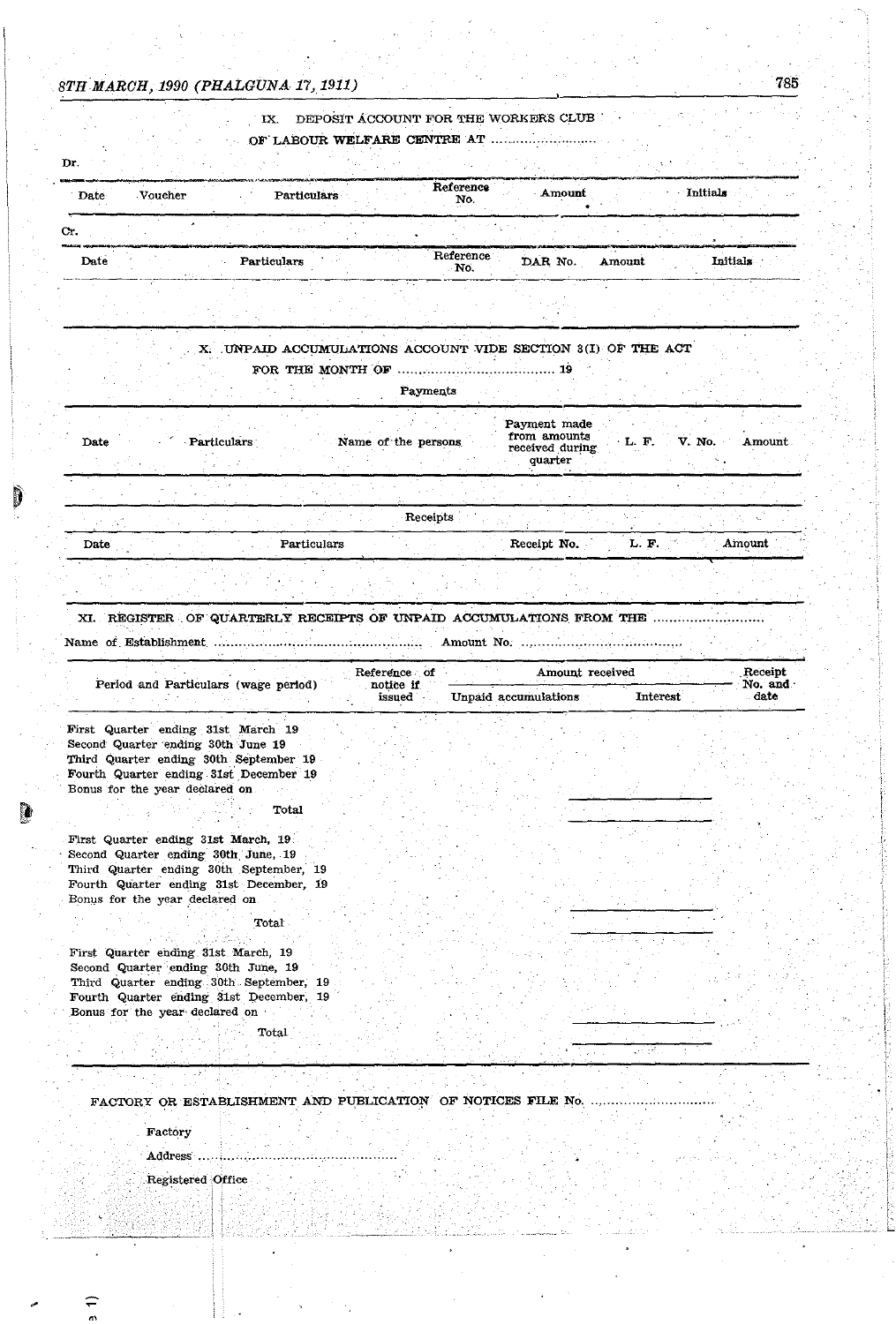IX. DEPOSIT ACCOUNT FOR THE WORKERS CLUB

OF LABOUR WELFARE CENTRE AT ..........................

Dr.

| Date | Voucher | Particulars | Reference No. | Amount | Initials |
|---|---|---|---|---|---|

Cr.

| Date | Particulars | Reference No. | DAR No. | Amount | Initials |
|---|---|---|---|---|---|

X. UNPAID ACCUMULATIONS ACCOUNT VIDE SECTION 3(I) OF THE ACT

FOR THE MONTH OF ...................................... 19

Payments

| Date | Particulars | Name of the persons | Payment made from amounts received during quarter | L. F. | V. No. | Amount |
|---|---|---|---|---|---|---|

Receipts

| Date | Particulars | Receipt No. | L. F. | Amount |
|---|---|---|---|---|

XI. REGISTER OF QUARTERLY RECEIPTS OF UNPAID ACCUMULATIONS FROM THE ..........................

Name of Establishment .................................................. Amount No. ......................................

| Period and Particulars (wage period) | Reference of notice if issued | Amount received | | Receipt No. and date |
|---|---|---|---|---|
| | | Unpaid accumulations | Interest | |
| First Quarter ending 31st March 19 | | | | |
| Second Quarter ending 30th June 19 | | | | |
| Third Quarter ending 30th September 19 | | | | |
| Fourth Quarter ending 31st December 19 | | | | |
| Bonus for the year declared on | | | | |
| Total | | | | |
| First Quarter ending 31st March, 19 | | | | |
| Second Quarter ending 30th June, 19 | | | | |
| Third Quarter ending 30th September, 19 | | | | |
| Fourth Quarter ending 31st December, 19 | | | | |
| Bonus for the year declared on | | | | |
| Total | | | | |
| First Quarter ending 31st March, 19 | | | | |
| Second Quarter ending 30th June, 19 | | | | |
| Third Quarter ending 30th September, 19 | | | | |
| Fourth Quarter ending 31st December, 19 | | | | |
| Bonus for the year declared on | | | | |
| Total | | | | |

FACTORY OR ESTABLISHMENT AND PUBLICATION OF NOTICES FILE No. ..............................

Factory

Address ..............................................

Registered Office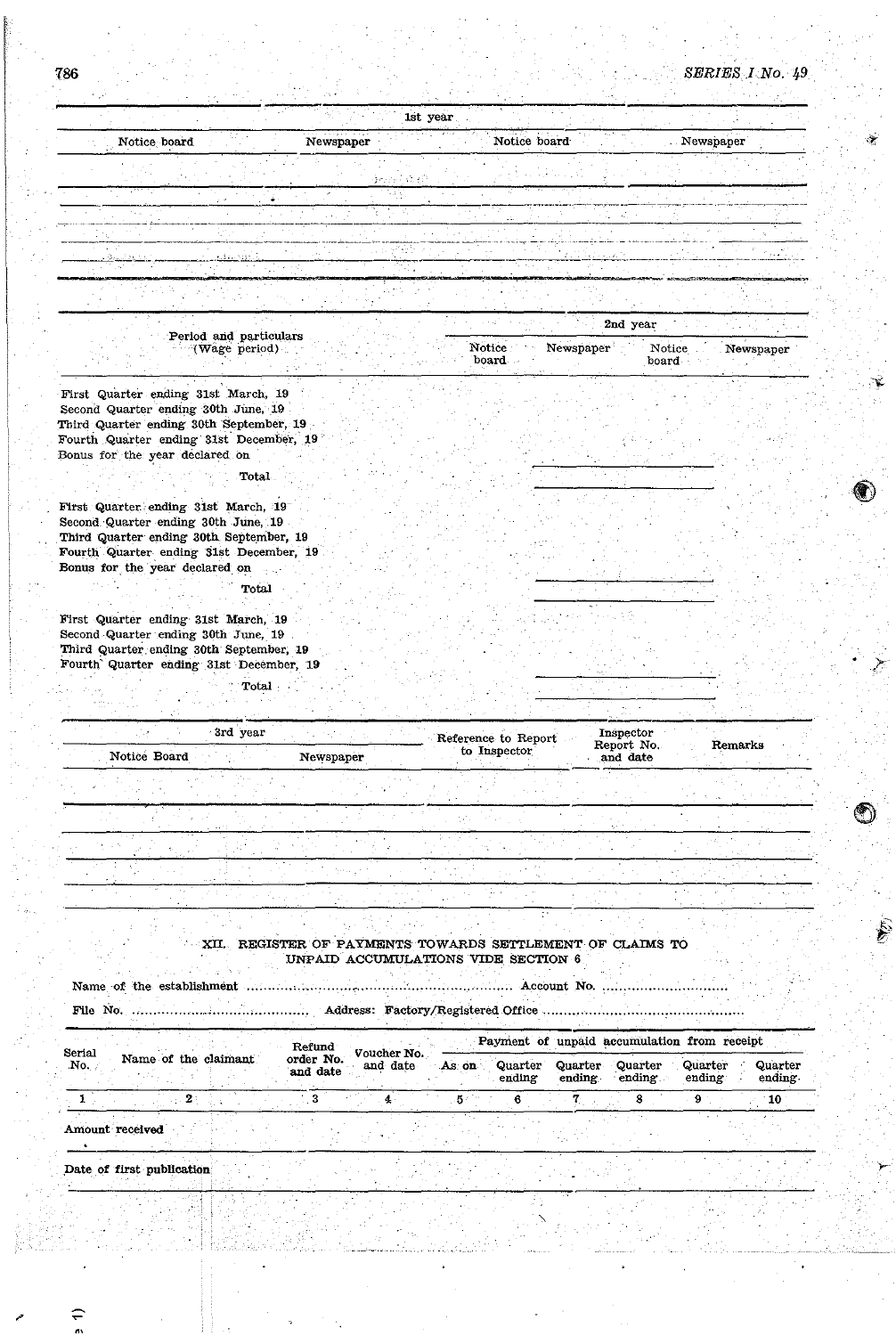| 1st year | | | |
|---|---|---|---|
| Notice board | Newspaper | Notice board | Newspaper |
| | | | |
| | | | |
| | | | |
| | | | |

| Period and particulars (Wage period) | 2nd year | | | |
|---|---|---|---|---|
| | Notice board | Newspaper | Notice board | Newspaper |
| First Quarter ending 31st March, 19 | | | | |
| Second Quarter ending 30th June, 19 | | | | |
| Third Quarter ending 30th September, 19 | | | | |
| Fourth Quarter ending 31st December, 19 | | | | |
| Bonus for the year declared on | | | | |
| Total | | | | |
| First Quarter ending 31st March, 19 | | | | |
| Second Quarter ending 30th June, 19 | | | | |
| Third Quarter ending 30th September, 19 | | | | |
| Fourth Quarter ending 31st December, 19 | | | | |
| Bonus for the year declared on | | | | |
| Total | | | | |
| First Quarter ending 31st March, 19 | | | | |
| Second Quarter ending 30th June, 19 | | | | |
| Third Quarter ending 30th September, 19 | | | | |
| Fourth Quarter ending 31st December, 19 | | | | |
| Total | | | | |

| 3rd year | | Reference to Report to Inspector | Inspector Report No. and date | Remarks |
|---|---|---|---|---|
| Notice Board | Newspaper | | | |
| | | | | |
| | | | | |
| | | | | |
| | | | | |

## XII. REGISTER OF PAYMENTS TOWARDS SETTLEMENT OF CLAIMS TO UNPAID ACCUMULATIONS VIDE SECTION 6

Name of the establishment .............................................................. Account No. .............................

File No. .......................................... Address: Factory/Registered Office ...............................................

| Serial No. | Name of the claimant | Refund order No. and date | Voucher No. and date | Payment of unpaid accumulation from receipt | | | | | |
|---|---|---|---|---|---|---|---|---|---|
| | | | | As on | Quarter ending | Quarter ending | Quarter ending | Quarter ending | Quarter ending |
| 1 | 2 | 3 | 4 | 5 | 6 | 7 | 8 | 9 | 10 |
| Amount received | | | | | | | | | |
| Date of first publication | | | | | | | | | |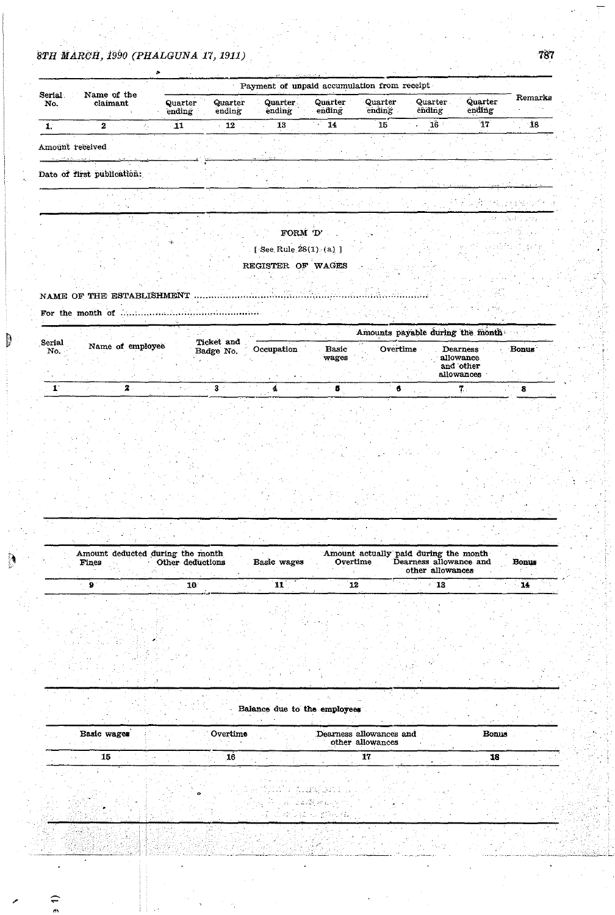| Serial No. | Name of the claimant | Payment of unpaid accumulation from receipt | | | | | | | Remarks |
|---|---|---|---|---|---|---|---|---|---|
| | | Quarter ending | Quarter ending | Quarter ending | Quarter ending | Quarter ending | Quarter ending | Quarter ending | |
| 1. | 2 | 11 | 12 | 13 | 14 | 15 | 16 | 17 | 18 |

Amount received

Date of first publication:

FORM 'D'

[ See Rule 28(1) (a) ]

REGISTER OF WAGES

NAME OF THE ESTABLISHMENT ..........................................................................

For the month of ..............................................

| Serial No. | Name of employee | Ticket and Badge No. | Occupation | Amounts payable during the month | | | |
|---|---|---|---|---|---|---|---|
| | | | | Basic wages | Overtime | Dearness allowance and other allowances | Bonus |
| 1 | 2 | 3 | 4 | 5 | 6 | 7 | 8 |

| Amount deducted during the month | | Amount actually paid during the month | | | |
|---|---|---|---|---|---|
| Fines | Other deductions | Basic wages | Overtime | Dearness allowance and other allowances | Bonus |
| 9 | 10 | 11 | 12 | 13 | 14 |

| Balance due to the employees | | | |
|---|---|---|---|
| Basic wages | Overtime | Dearness allowances and other allowances | Bonus |
| 15 | 16 | 17 | 18 |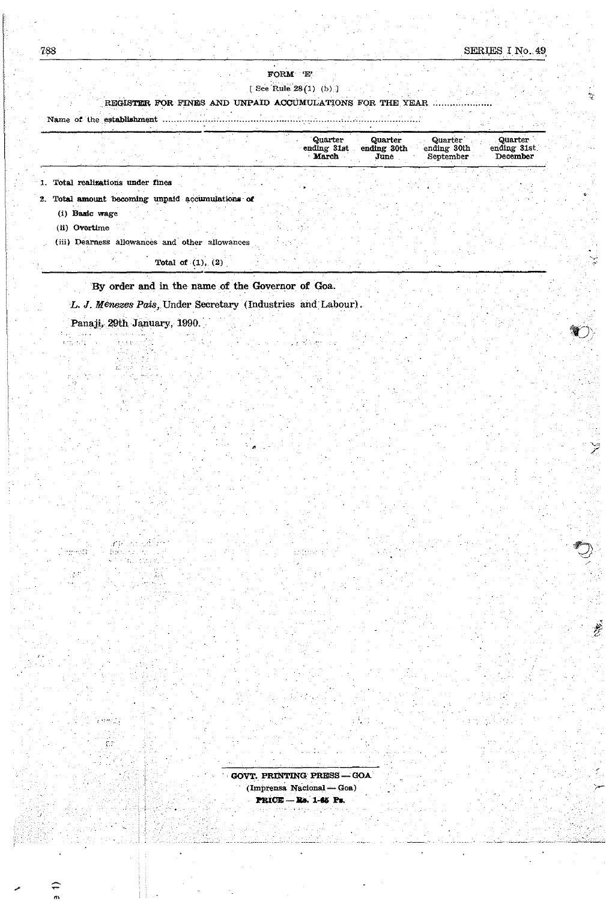FORM 'E'

[ See Rule 28(1) (b) ]

REGISTER FOR FINES AND UNPAID ACCUMULATIONS FOR THE YEAR ....................

Name of the establishment ..........................................................................................

| | Quarter ending 31st March | Quarter ending 30th June | Quarter ending 30th September | Quarter ending 31st December |
|---|---|---|---|---|
| 1. Total realizations under fines | | | | |
| 2. Total amount becoming unpaid accumulations of | | | | |
| (i) Basic wage | | | | |
| (ii) Overtime | | | | |
| (iii) Dearness allowances and other allowances | | | | |
| Total of (1), (2) | | | | |

By order and in the name of the Governor of Goa.

*L. J. Menezes Pais*, Under Secretary (Industries and Labour).

Panaji, 29th January, 1990.

GOVT. PRINTING PRESS — GOA

(Imprensa Nacional — Goa)

**PRICE — Rs. 1-65 Ps.**